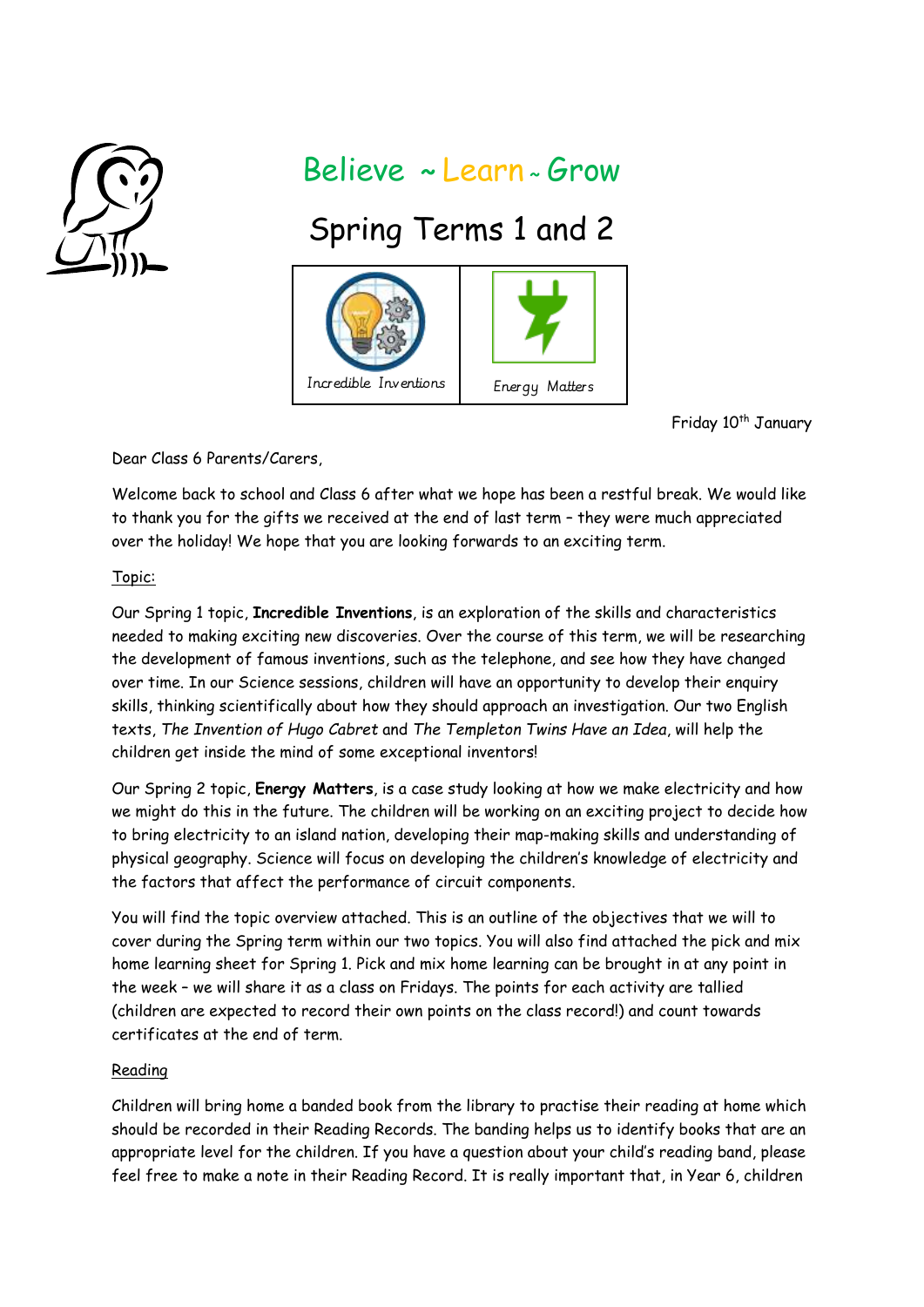# Believe ~ Learn ~ Grow

## Spring Terms 1 and 2

| Incredible Inventions | Energy Matters |
| --- | --- |

Friday 10th January

Dear Class 6 Parents/Carers,

Welcome back to school and Class 6 after what we hope has been a restful break. We would like to thank you for the gifts we received at the end of last term – they were much appreciated over the holiday! We hope that you are looking forwards to an exciting term.

Topic:

Our Spring 1 topic, **Incredible Inventions**, is an exploration of the skills and characteristics needed to making exciting new discoveries. Over the course of this term, we will be researching the development of famous inventions, such as the telephone, and see how they have changed over time. In our Science sessions, children will have an opportunity to develop their enquiry skills, thinking scientifically about how they should approach an investigation. Our two English texts, *The Invention of Hugo Cabret* and *The Templeton Twins Have an Idea*, will help the children get inside the mind of some exceptional inventors!

Our Spring 2 topic, **Energy Matters**, is a case study looking at how we make electricity and how we might do this in the future. The children will be working on an exciting project to decide how to bring electricity to an island nation, developing their map-making skills and understanding of physical geography. Science will focus on developing the children's knowledge of electricity and the factors that affect the performance of circuit components.

You will find the topic overview attached. This is an outline of the objectives that we will to cover during the Spring term within our two topics. You will also find attached the pick and mix home learning sheet for Spring 1. Pick and mix home learning can be brought in at any point in the week – we will share it as a class on Fridays. The points for each activity are tallied (children are expected to record their own points on the class record!) and count towards certificates at the end of term.

Reading

Children will bring home a banded book from the library to practise their reading at home which should be recorded in their Reading Records. The banding helps us to identify books that are an appropriate level for the children. If you have a question about your child's reading band, please feel free to make a note in their Reading Record. It is really important that, in Year 6, children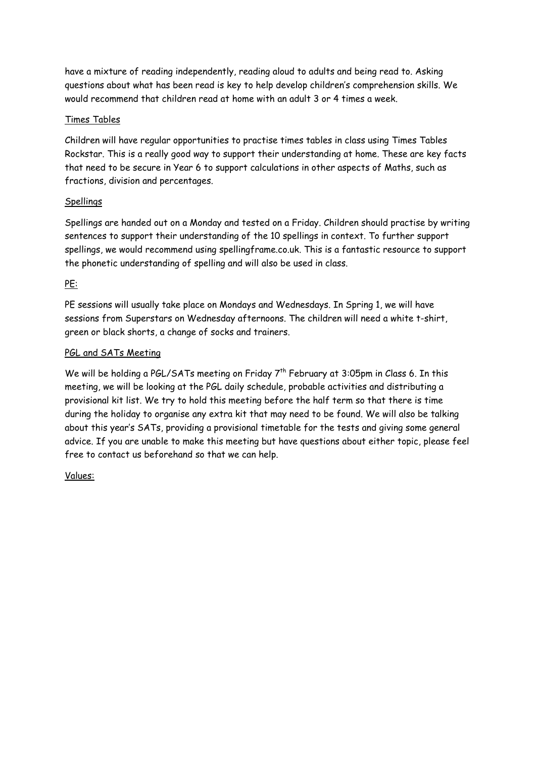have a mixture of reading independently, reading aloud to adults and being read to. Asking questions about what has been read is key to help develop children's comprehension skills. We would recommend that children read at home with an adult 3 or 4 times a week.

<u>Times Tables</u>

Children will have regular opportunities to practise times tables in class using Times Tables Rockstar. This is a really good way to support their understanding at home. These are key facts that need to be secure in Year 6 to support calculations in other aspects of Maths, such as fractions, division and percentages.

<u>Spellings</u>

Spellings are handed out on a Monday and tested on a Friday. Children should practise by writing sentences to support their understanding of the 10 spellings in context. To further support spellings, we would recommend using spellingframe.co.uk. This is a fantastic resource to support the phonetic understanding of spelling and will also be used in class.

<u>PE:</u>

PE sessions will usually take place on Mondays and Wednesdays. In Spring 1, we will have sessions from Superstars on Wednesday afternoons. The children will need a white t-shirt, green or black shorts, a change of socks and trainers.

<u>PGL and SATs Meeting</u>

We will be holding a PGL/SATs meeting on Friday 7th February at 3:05pm in Class 6. In this meeting, we will be looking at the PGL daily schedule, probable activities and distributing a provisional kit list. We try to hold this meeting before the half term so that there is time during the holiday to organise any extra kit that may need to be found. We will also be talking about this year's SATs, providing a provisional timetable for the tests and giving some general advice. If you are unable to make this meeting but have questions about either topic, please feel free to contact us beforehand so that we can help.

<u>Values:</u>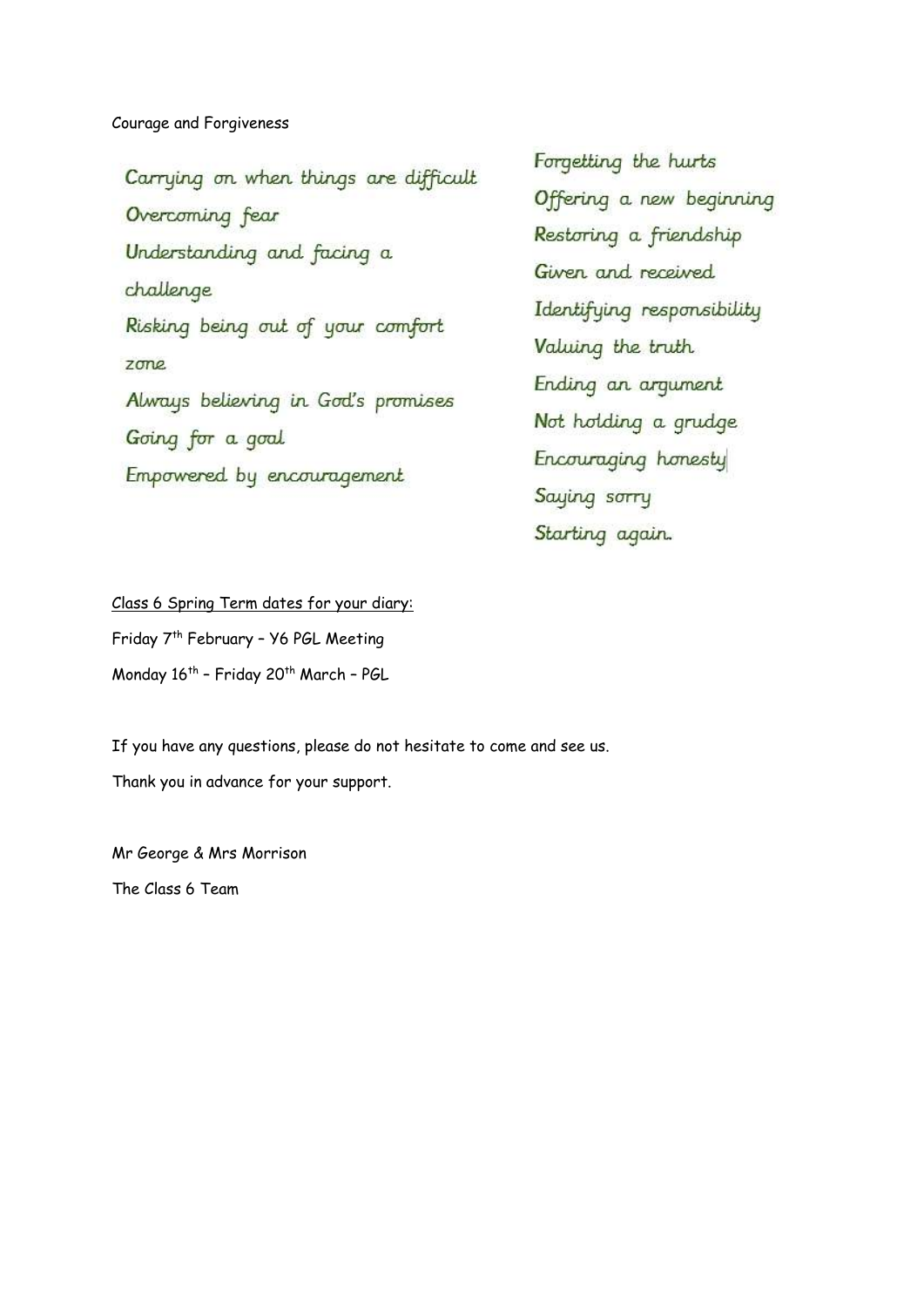Courage and Forgiveness

Carrying on when things are difficult
Overcoming fear
Understanding and facing a challenge
Risking being out of your comfort zone
Always believing in God's promises
Going for a goal
Empowered by encouragement

Forgetting the hurts
Offering a new beginning
Restoring a friendship
Given and received
Identifying responsibility
Valuing the truth
Ending an argument
Not holding a grudge
Encouraging honesty
Saying sorry
Starting again.

<u>Class 6 Spring Term dates for your diary:</u>

Friday 7th February – Y6 PGL Meeting

Monday 16th – Friday 20th March – PGL

If you have any questions, please do not hesitate to come and see us.

Thank you in advance for your support.

Mr George & Mrs Morrison

The Class 6 Team